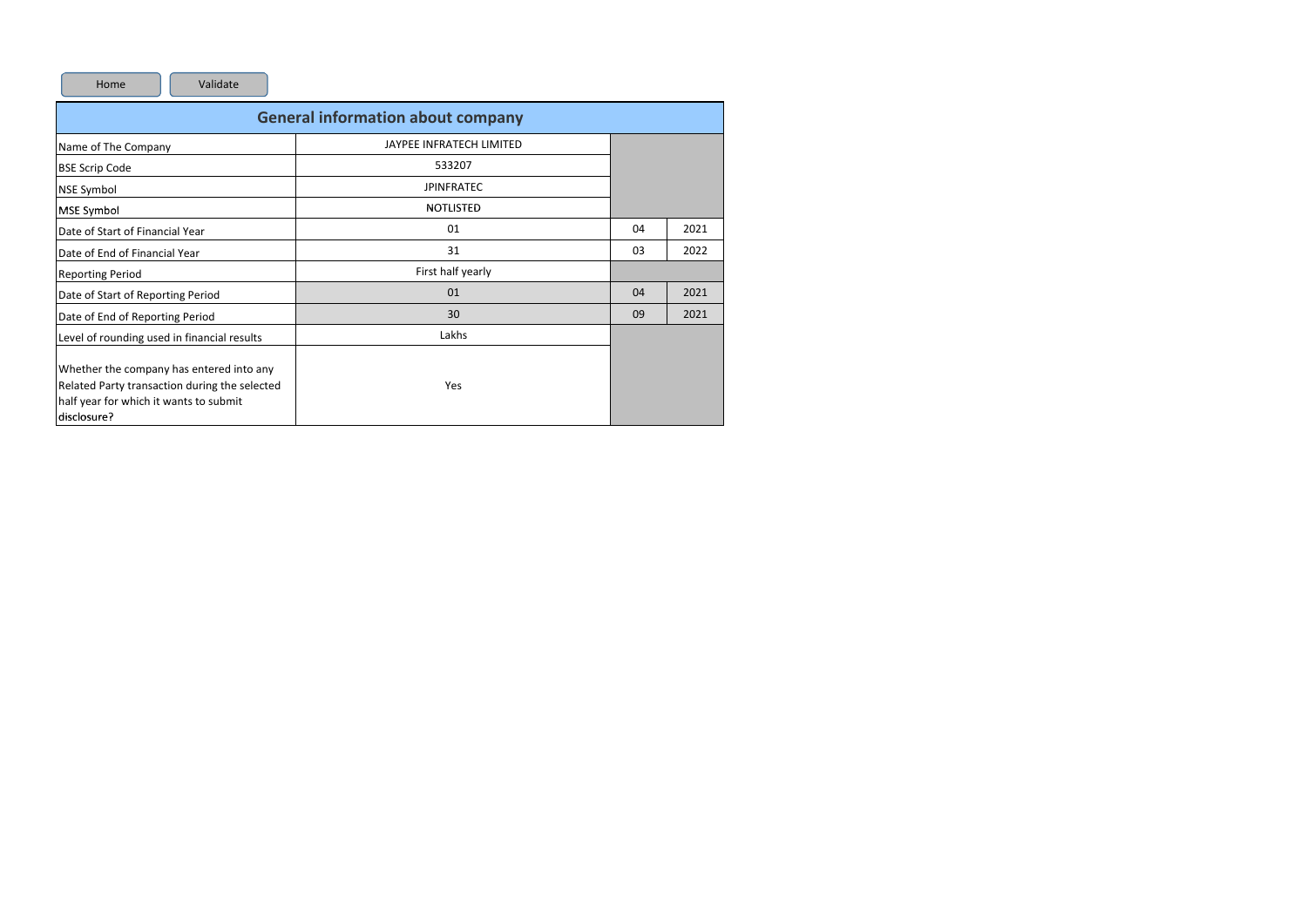Home | Validate

| General information about company | | | |
|---|---|---|---|
| Name of The Company | JAYPEE INFRATECH LIMITED | | |
| BSE Scrip Code | 533207 | | |
| NSE Symbol | JPINFRATEC | | |
| MSE Symbol | NOTLISTED | | |
| Date of Start of Financial Year | 01 | 04 | 2021 |
| Date of End of Financial Year | 31 | 03 | 2022 |
| Reporting Period | First half yearly | | |
| Date of Start of Reporting Period | 01 | 04 | 2021 |
| Date of End of Reporting Period | 30 | 09 | 2021 |
| Level of rounding used in financial results | Lakhs | | |
| Whether the company has entered into any Related Party transaction during the selected half year for which it wants to submit disclosure? | Yes | | |